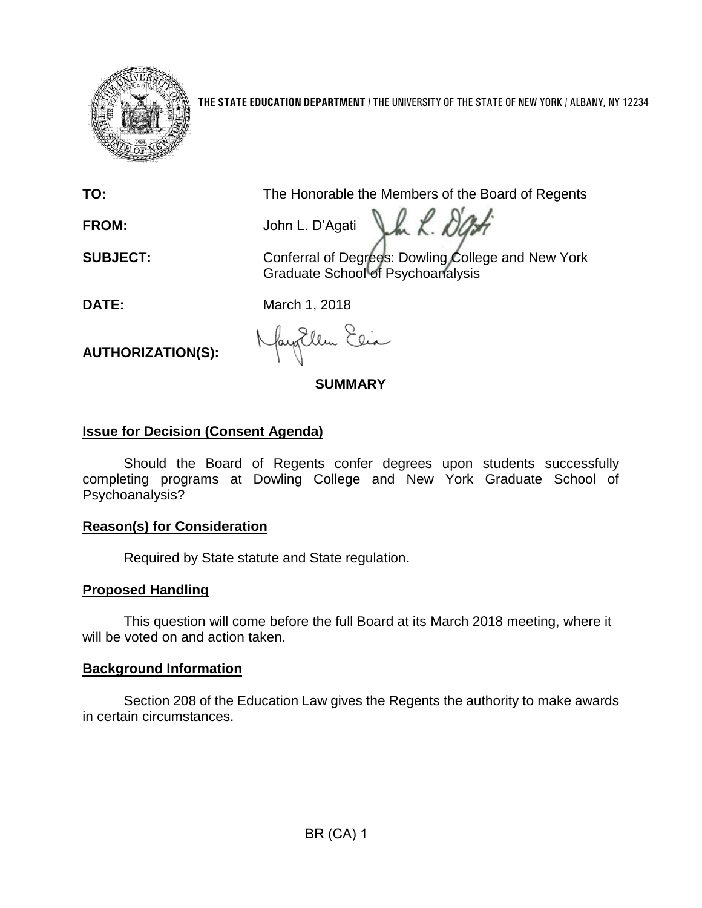**THE STATE EDUCATION DEPARTMENT** / THE UNIVERSITY OF THE STATE OF NEW YORK / ALBANY, NY 12234

**TO:** The Honorable the Members of the Board of Regents

**FROM:** John L. D'Agati

**SUBJECT:** Conferral of Degrees: Dowling College and New York Graduate School of Psychoanalysis

**DATE:** March 1, 2018

**AUTHORIZATION(S):**

## SUMMARY

### Issue for Decision (Consent Agenda)

Should the Board of Regents confer degrees upon students successfully completing programs at Dowling College and New York Graduate School of Psychoanalysis?

### Reason(s) for Consideration

Required by State statute and State regulation.

### Proposed Handling

This question will come before the full Board at its March 2018 meeting, where it will be voted on and action taken.

### Background Information

Section 208 of the Education Law gives the Regents the authority to make awards in certain circumstances.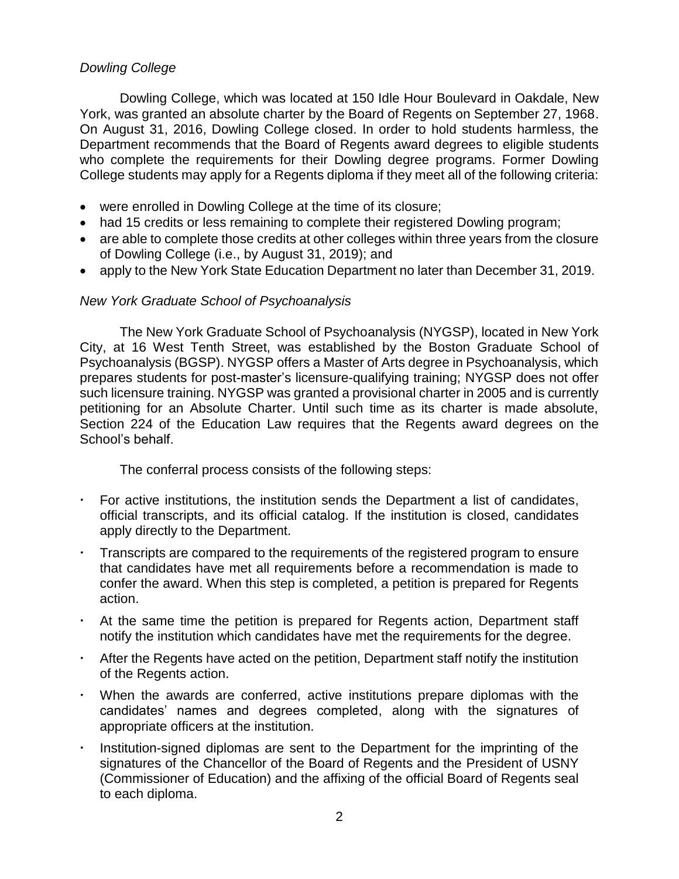*Dowling College*

Dowling College, which was located at 150 Idle Hour Boulevard in Oakdale, New York, was granted an absolute charter by the Board of Regents on September 27, 1968. On August 31, 2016, Dowling College closed. In order to hold students harmless, the Department recommends that the Board of Regents award degrees to eligible students who complete the requirements for their Dowling degree programs. Former Dowling College students may apply for a Regents diploma if they meet all of the following criteria:

- were enrolled in Dowling College at the time of its closure;
- had 15 credits or less remaining to complete their registered Dowling program;
- are able to complete those credits at other colleges within three years from the closure of Dowling College (i.e., by August 31, 2019); and
- apply to the New York State Education Department no later than December 31, 2019.

*New York Graduate School of Psychoanalysis*

The New York Graduate School of Psychoanalysis (NYGSP), located in New York City, at 16 West Tenth Street, was established by the Boston Graduate School of Psychoanalysis (BGSP). NYGSP offers a Master of Arts degree in Psychoanalysis, which prepares students for post-master's licensure-qualifying training; NYGSP does not offer such licensure training. NYGSP was granted a provisional charter in 2005 and is currently petitioning for an Absolute Charter. Until such time as its charter is made absolute, Section 224 of the Education Law requires that the Regents award degrees on the School's behalf.

The conferral process consists of the following steps:

- For active institutions, the institution sends the Department a list of candidates, official transcripts, and its official catalog. If the institution is closed, candidates apply directly to the Department.
- Transcripts are compared to the requirements of the registered program to ensure that candidates have met all requirements before a recommendation is made to confer the award. When this step is completed, a petition is prepared for Regents action.
- At the same time the petition is prepared for Regents action, Department staff notify the institution which candidates have met the requirements for the degree.
- After the Regents have acted on the petition, Department staff notify the institution of the Regents action.
- When the awards are conferred, active institutions prepare diplomas with the candidates' names and degrees completed, along with the signatures of appropriate officers at the institution.
- Institution-signed diplomas are sent to the Department for the imprinting of the signatures of the Chancellor of the Board of Regents and the President of USNY (Commissioner of Education) and the affixing of the official Board of Regents seal to each diploma.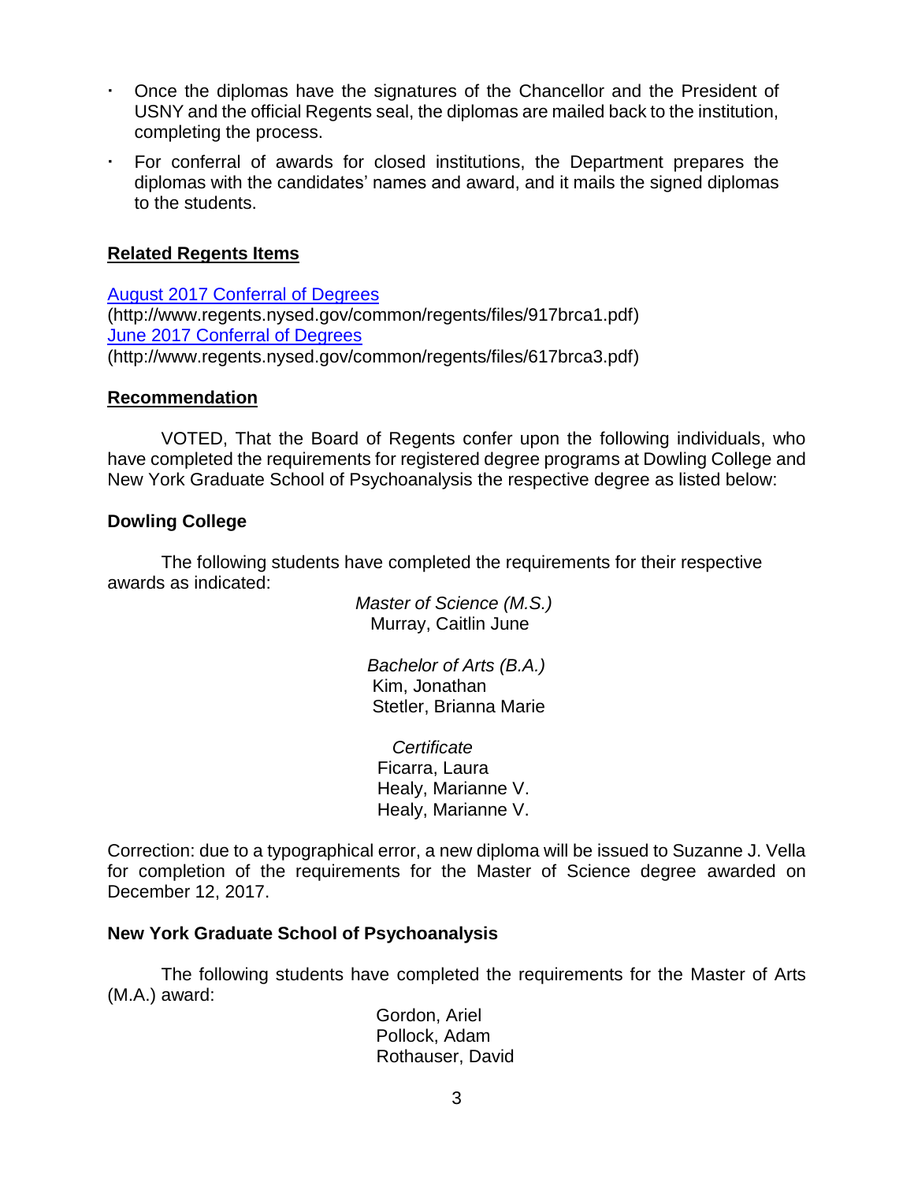- Once the diplomas have the signatures of the Chancellor and the President of USNY and the official Regents seal, the diplomas are mailed back to the institution, completing the process.
- For conferral of awards for closed institutions, the Department prepares the diplomas with the candidates' names and award, and it mails the signed diplomas to the students.

**Related Regents Items**

[August 2017 Conferral of Degrees](http://www.regents.nysed.gov/common/regents/files/917brca1.pdf)
(http://www.regents.nysed.gov/common/regents/files/917brca1.pdf)
[June 2017 Conferral of Degrees](http://www.regents.nysed.gov/common/regents/files/617brca3.pdf)
(http://www.regents.nysed.gov/common/regents/files/617brca3.pdf)

**Recommendation**

VOTED, That the Board of Regents confer upon the following individuals, who have completed the requirements for registered degree programs at Dowling College and New York Graduate School of Psychoanalysis the respective degree as listed below:

**Dowling College**

The following students have completed the requirements for their respective awards as indicated:

*Master of Science (M.S.)*
Murray, Caitlin June

*Bachelor of Arts (B.A.)*
Kim, Jonathan
Stetler, Brianna Marie

*Certificate*
Ficarra, Laura
Healy, Marianne V.
Healy, Marianne V.

Correction: due to a typographical error, a new diploma will be issued to Suzanne J. Vella for completion of the requirements for the Master of Science degree awarded on December 12, 2017.

**New York Graduate School of Psychoanalysis**

The following students have completed the requirements for the Master of Arts (M.A.) award:

Gordon, Ariel
Pollock, Adam
Rothauser, David